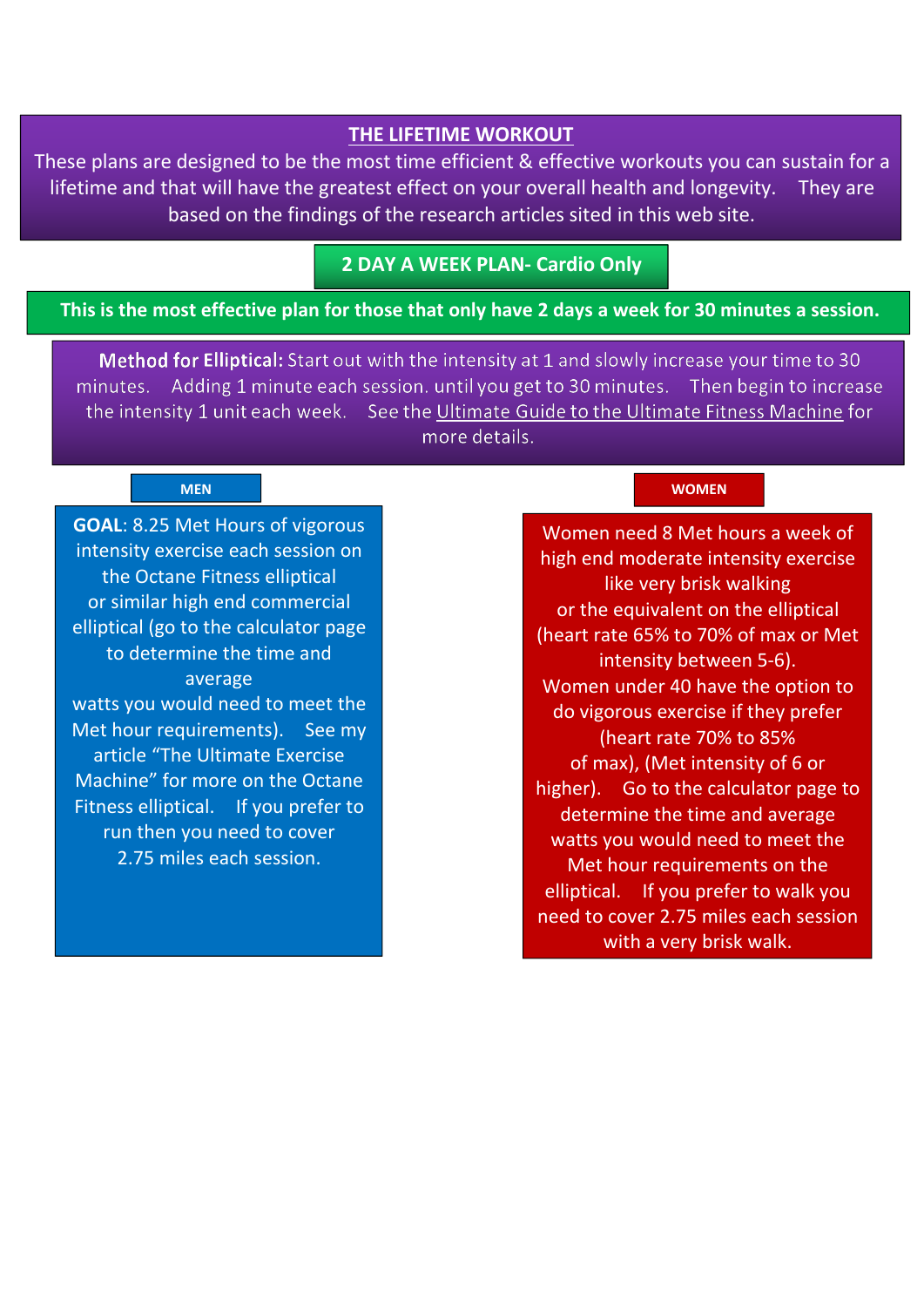# THE LIFETIME WORKOUT

These plans are designed to be the most time efficient & effective workouts you can sustain for a lifetime and that will have the greatest effect on your overall health and longevity. They are based on the findings of the research articles sited in this web site.

## 2 DAY A WEEK PLAN- Cardio Only

**This is the most effective plan for those that only have 2 days a week for 30 minutes a session.**

**Method for Elliptical:** Start out with the intensity at 1 and slowly increase your time to 30 minutes. Adding 1 minute each session. until you get to 30 minutes. Then begin to increase the intensity 1 unit each week. See the Ultimate Guide to the Ultimate Fitness Machine for more details.

### MEN

**GOAL**: 8.25 Met Hours of vigorous intensity exercise each session on the Octane Fitness elliptical or similar high end commercial elliptical (go to the calculator page to determine the time and average watts you would need to meet the Met hour requirements). See my article "The Ultimate Exercise Machine" for more on the Octane Fitness elliptical. If you prefer to run then you need to cover 2.75 miles each session.

### WOMEN

Women need 8 Met hours a week of high end moderate intensity exercise like very brisk walking or the equivalent on the elliptical (heart rate 65% to 70% of max or Met intensity between 5-6). Women under 40 have the option to do vigorous exercise if they prefer (heart rate 70% to 85% of max), (Met intensity of 6 or higher). Go to the calculator page to determine the time and average watts you would need to meet the Met hour requirements on the elliptical. If you prefer to walk you need to cover 2.75 miles each session with a very brisk walk.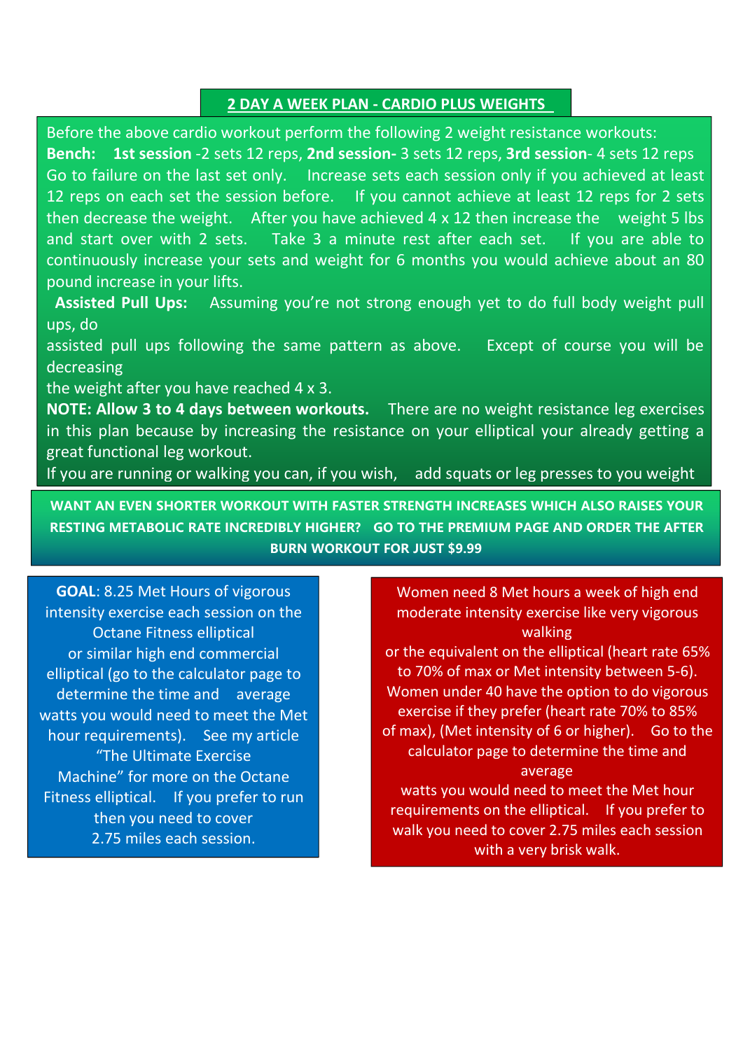## 2 DAY A WEEK PLAN - CARDIO PLUS WEIGHTS

Before the above cardio workout perform the following 2 weight resistance workouts:

**Bench:** **1st session** -2 sets 12 reps, **2nd session-** 3 sets 12 reps, **3rd session**- 4 sets 12 reps Go to failure on the last set only. Increase sets each session only if you achieved at least 12 reps on each set the session before. If you cannot achieve at least 12 reps for 2 sets then decrease the weight. After you have achieved 4 x 12 then increase the weight 5 lbs and start over with 2 sets. Take 3 a minute rest after each set. If you are able to continuously increase your sets and weight for 6 months you would achieve about an 80 pound increase in your lifts.

**Assisted Pull Ups:** Assuming you're not strong enough yet to do full body weight pull ups, do assisted pull ups following the same pattern as above. Except of course you will be decreasing the weight after you have reached 4 x 3.

**NOTE: Allow 3 to 4 days between workouts.** There are no weight resistance leg exercises in this plan because by increasing the resistance on your elliptical your already getting a great functional leg workout.

If you are running or walking you can, if you wish, add squats or leg presses to you weight

**WANT AN EVEN SHORTER WORKOUT WITH FASTER STRENGTH INCREASES WHICH ALSO RAISES YOUR RESTING METABOLIC RATE INCREDIBLY HIGHER? GO TO THE PREMIUM PAGE AND ORDER THE AFTER BURN WORKOUT FOR JUST $9.99**

**GOAL**: 8.25 Met Hours of vigorous intensity exercise each session on the Octane Fitness elliptical or similar high end commercial elliptical (go to the calculator page to determine the time and average watts you would need to meet the Met hour requirements). See my article "The Ultimate Exercise Machine" for more on the Octane Fitness elliptical. If you prefer to run then you need to cover 2.75 miles each session.

Women need 8 Met hours a week of high end moderate intensity exercise like very vigorous walking or the equivalent on the elliptical (heart rate 65% to 70% of max or Met intensity between 5-6). Women under 40 have the option to do vigorous exercise if they prefer (heart rate 70% to 85% of max), (Met intensity of 6 or higher). Go to the calculator page to determine the time and average watts you would need to meet the Met hour requirements on the elliptical. If you prefer to walk you need to cover 2.75 miles each session with a very brisk walk.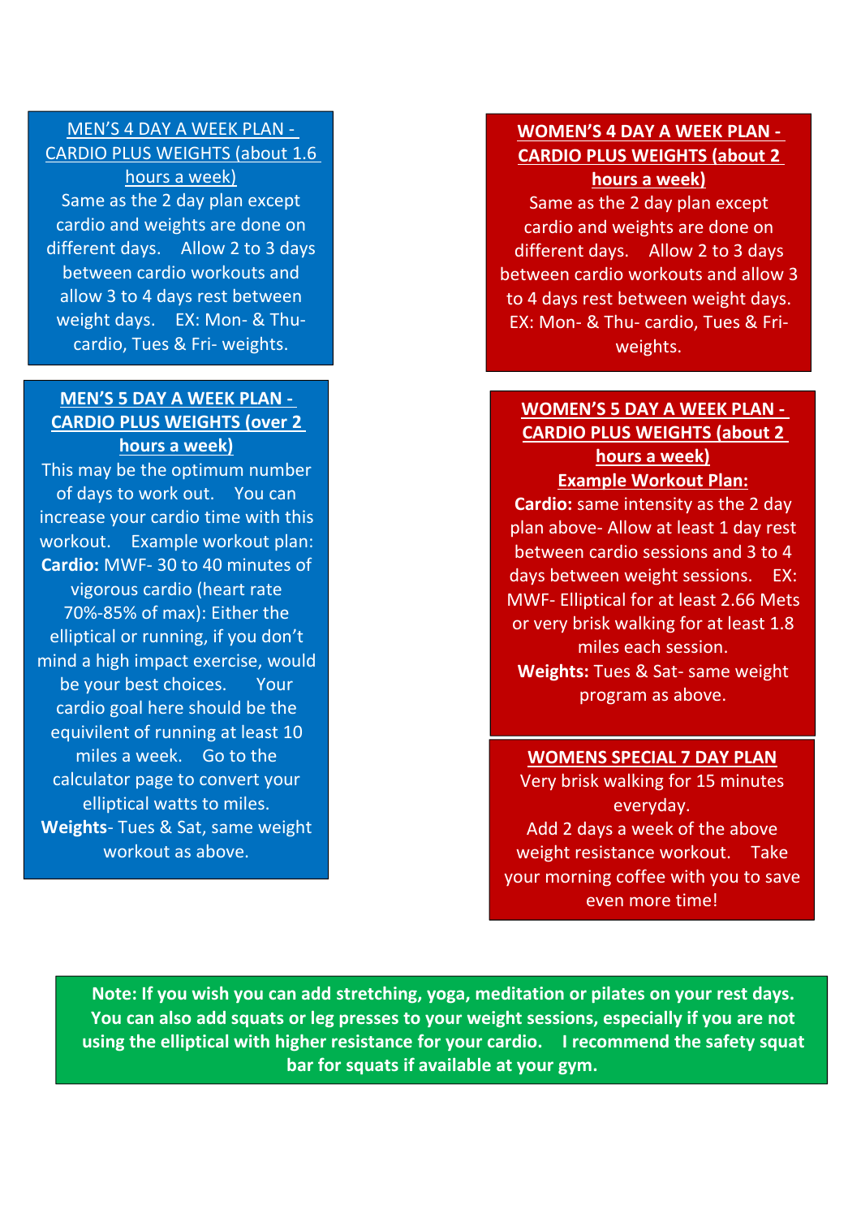## MEN'S 4 DAY A WEEK PLAN - CARDIO PLUS WEIGHTS (about 1.6 hours a week)

Same as the 2 day plan except cardio and weights are done on different days. Allow 2 to 3 days between cardio workouts and allow 3 to 4 days rest between weight days. EX: Mon- & Thu- cardio, Tues & Fri- weights.

## MEN'S 5 DAY A WEEK PLAN - CARDIO PLUS WEIGHTS (over 2 hours a week)

This may be the optimum number of days to work out. You can increase your cardio time with this workout. Example workout plan: **Cardio:** MWF- 30 to 40 minutes of vigorous cardio (heart rate 70%-85% of max): Either the elliptical or running, if you don't mind a high impact exercise, would be your best choices. Your cardio goal here should be the equivilent of running at least 10 miles a week. Go to the calculator page to convert your elliptical watts to miles. **Weights**- Tues & Sat, same weight workout as above.

## WOMEN'S 4 DAY A WEEK PLAN - CARDIO PLUS WEIGHTS (about 2 hours a week)

Same as the 2 day plan except cardio and weights are done on different days. Allow 2 to 3 days between cardio workouts and allow 3 to 4 days rest between weight days. EX: Mon- & Thu- cardio, Tues & Fri- weights.

## WOMEN'S 5 DAY A WEEK PLAN - CARDIO PLUS WEIGHTS (about 2 hours a week)

**Example Workout Plan:**

**Cardio:** same intensity as the 2 day plan above- Allow at least 1 day rest between cardio sessions and 3 to 4 days between weight sessions. EX: MWF- Elliptical for at least 2.66 Mets or very brisk walking for at least 1.8 miles each session.

**Weights:** Tues & Sat- same weight program as above.

## WOMENS SPECIAL 7 DAY PLAN

Very brisk walking for 15 minutes everyday.

Add 2 days a week of the above weight resistance workout. Take your morning coffee with you to save even more time!

**Note: If you wish you can add stretching, yoga, meditation or pilates on your rest days. You can also add squats or leg presses to your weight sessions, especially if you are not using the elliptical with higher resistance for your cardio. I recommend the safety squat bar for squats if available at your gym.**